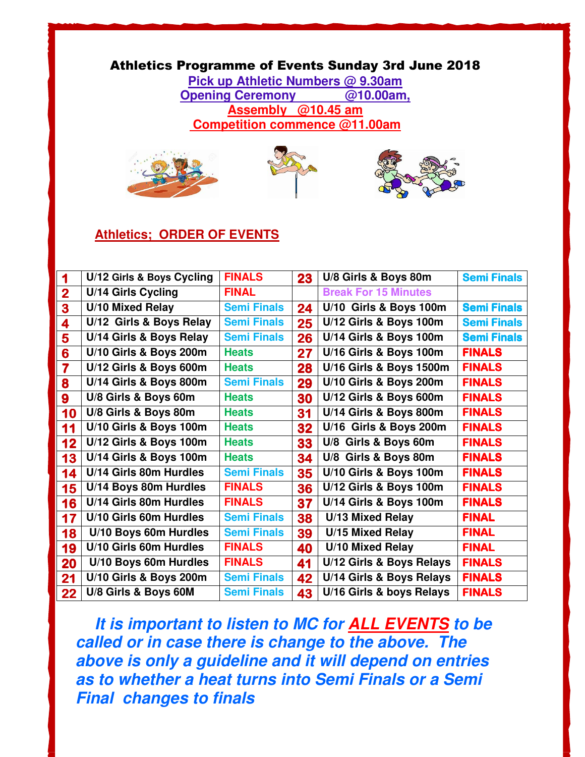# Athletics Programme of Events Sunday 3rd June 2018

**Pick up Athletic Numbers @ 9.30am**
**Opening Ceremony @10.00am,**
**Assembly @10.45 am**
**Competition commence @11.00am**

## Athletics; ORDER OF EVENTS

| No. | Event | Stage | No. | Event | Stage |
|---|---|---|---|---|---|
| 1 | U/12 Girls & Boys Cycling | FINALS | 23 | U/8 Girls & Boys 80m | Semi Finals |
| 2 | U/14 Girls Cycling | FINAL | | Break For 15 Minutes | |
| 3 | U/10 Mixed Relay | Semi Finals | 24 | U/10 Girls & Boys 100m | Semi Finals |
| 4 | U/12 Girls & Boys Relay | Semi Finals | 25 | U/12 Girls & Boys 100m | Semi Finals |
| 5 | U/14 Girls & Boys Relay | Semi Finals | 26 | U/14 Girls & Boys 100m | Semi Finals |
| 6 | U/10 Girls & Boys 200m | Heats | 27 | U/16 Girls & Boys 100m | FINALS |
| 7 | U/12 Girls & Boys 600m | Heats | 28 | U/16 Girls & Boys 1500m | FINALS |
| 8 | U/14 Girls & Boys 800m | Semi Finals | 29 | U/10 Girls & Boys 200m | FINALS |
| 9 | U/8 Girls & Boys 60m | Heats | 30 | U/12 Girls & Boys 600m | FINALS |
| 10 | U/8 Girls & Boys 80m | Heats | 31 | U/14 Girls & Boys 800m | FINALS |
| 11 | U/10 Girls & Boys 100m | Heats | 32 | U/16 Girls & Boys 200m | FINALS |
| 12 | U/12 Girls & Boys 100m | Heats | 33 | U/8 Girls & Boys 60m | FINALS |
| 13 | U/14 Girls & Boys 100m | Heats | 34 | U/8 Girls & Boys 80m | FINALS |
| 14 | U/14 Girls 80m Hurdles | Semi Finals | 35 | U/10 Girls & Boys 100m | FINALS |
| 15 | U/14 Boys 80m Hurdles | FINALS | 36 | U/12 Girls & Boys 100m | FINALS |
| 16 | U/14 Girls 80m Hurdles | FINALS | 37 | U/14 Girls & Boys 100m | FINALS |
| 17 | U/10 Girls 60m Hurdles | Semi Finals | 38 | U/13 Mixed Relay | FINAL |
| 18 | U/10 Boys 60m Hurdles | Semi Finals | 39 | U/15 Mixed Relay | FINAL |
| 19 | U/10 Girls 60m Hurdles | FINALS | 40 | U/10 Mixed Relay | FINAL |
| 20 | U/10 Boys 60m Hurdles | FINALS | 41 | U/12 Girls & Boys Relays | FINALS |
| 21 | U/10 Girls & Boys 200m | Semi Finals | 42 | U/14 Girls & Boys Relays | FINALS |
| 22 | U/8 Girls & Boys 60M | Semi Finals | 43 | U/16 Girls & boys Relays | FINALS |

***It is important to listen to MC for ALL EVENTS to be called or in case there is change to the above. The above is only a guideline and it will depend on entries as to whether a heat turns into Semi Finals or a Semi Final changes to finals***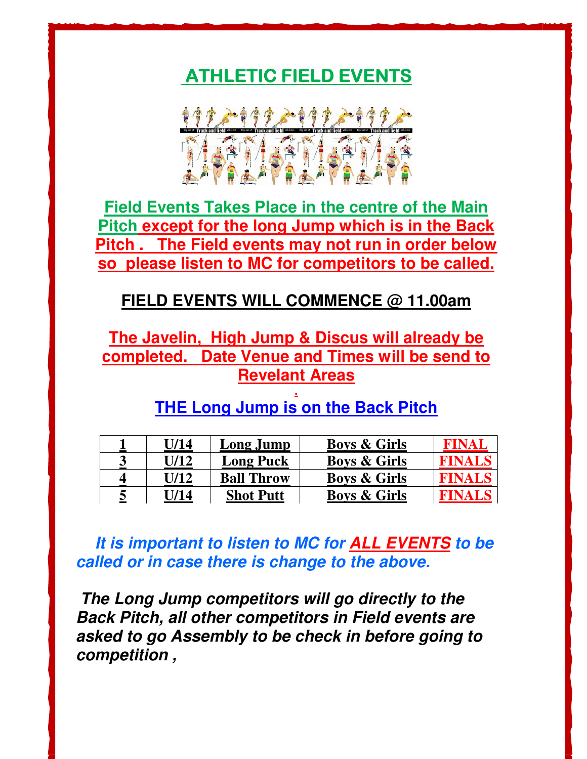# ATHLETIC FIELD EVENTS

**Field Events Takes Place in the centre of the Main Pitch except for the long Jump which is in the Back Pitch . The Field events may not run in order below so please listen to MC for competitors to be called.**

**FIELD EVENTS WILL COMMENCE @ 11.00am**

**The Javelin, High Jump & Discus will already be completed. Date Venue and Times will be send to Revelant Areas**

**THE Long Jump is on the Back Pitch**

| | | | | |
|---|---|---|---|---|
| 1 | U/14 | Long Jump | Boys & Girls | FINAL |
| 3 | U/12 | Long Puck | Boys & Girls | FINALS |
| 4 | U/12 | Ball Throw | Boys & Girls | FINALS |
| 5 | U/14 | Shot Putt | Boys & Girls | FINALS |

***It is important to listen to MC for ALL EVENTS to be called or in case there is change to the above.***

***The Long Jump competitors will go directly to the Back Pitch, all other competitors in Field events are asked to go Assembly to be check in before going to competition ,***